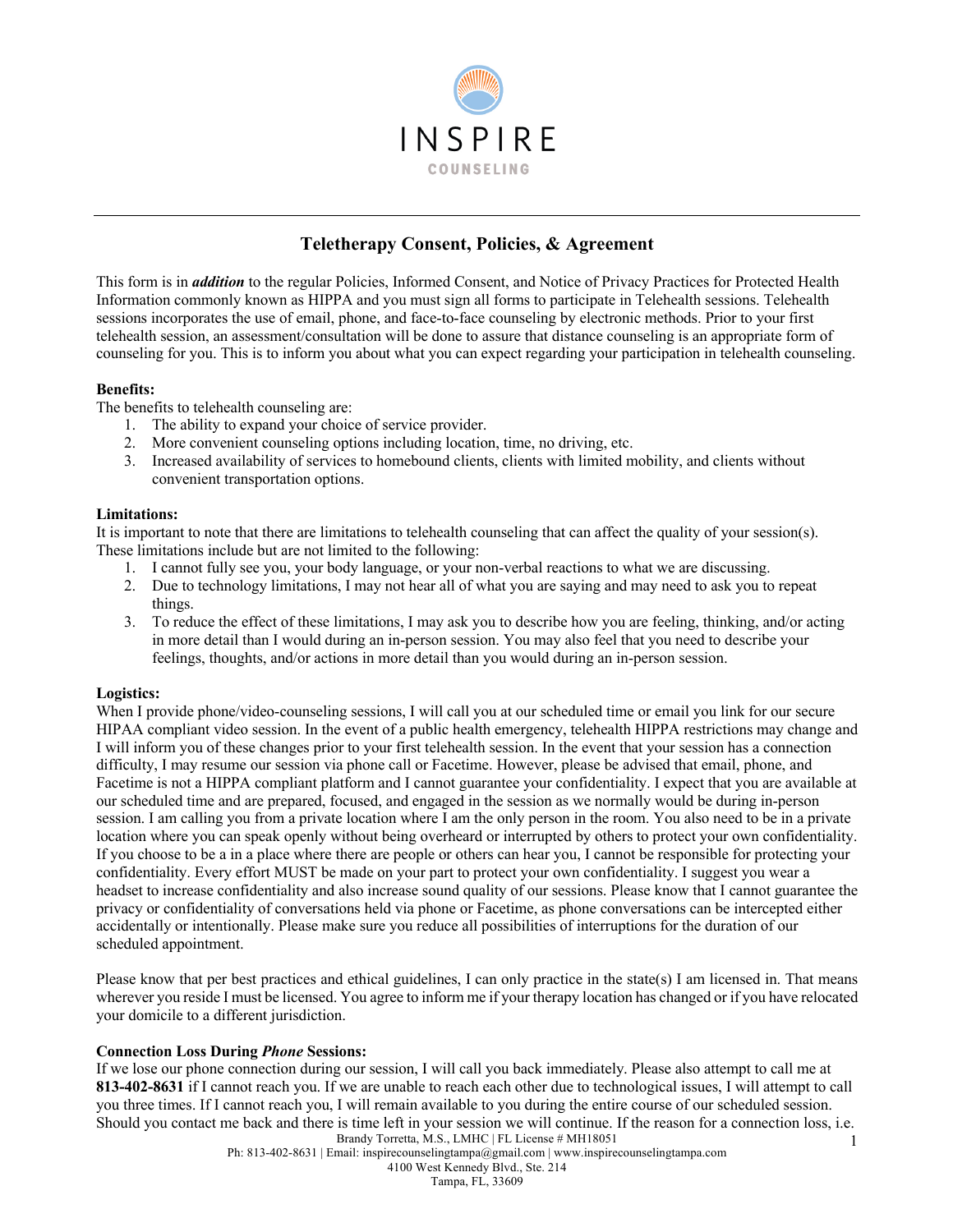# INSPIRE COUNSELING

## Teletherapy Consent, Policies, & Agreement

This form is in ***addition*** to the regular Policies, Informed Consent, and Notice of Privacy Practices for Protected Health Information commonly known as HIPPA and you must sign all forms to participate in Telehealth sessions. Telehealth sessions incorporates the use of email, phone, and face-to-face counseling by electronic methods. Prior to your first telehealth session, an assessment/consultation will be done to assure that distance counseling is an appropriate form of counseling for you. This is to inform you about what you can expect regarding your participation in telehealth counseling.

**Benefits:**

The benefits to telehealth counseling are:

1. The ability to expand your choice of service provider.
2. More convenient counseling options including location, time, no driving, etc.
3. Increased availability of services to homebound clients, clients with limited mobility, and clients without convenient transportation options.

**Limitations:**

It is important to note that there are limitations to telehealth counseling that can affect the quality of your session(s). These limitations include but are not limited to the following:

1. I cannot fully see you, your body language, or your non-verbal reactions to what we are discussing.
2. Due to technology limitations, I may not hear all of what you are saying and may need to ask you to repeat things.
3. To reduce the effect of these limitations, I may ask you to describe how you are feeling, thinking, and/or acting in more detail than I would during an in-person session. You may also feel that you need to describe your feelings, thoughts, and/or actions in more detail than you would during an in-person session.

**Logistics:**

When I provide phone/video-counseling sessions, I will call you at our scheduled time or email you link for our secure HIPAA compliant video session. In the event of a public health emergency, telehealth HIPPA restrictions may change and I will inform you of these changes prior to your first telehealth session. In the event that your session has a connection difficulty, I may resume our session via phone call or Facetime. However, please be advised that email, phone, and Facetime is not a HIPPA compliant platform and I cannot guarantee your confidentiality. I expect that you are available at our scheduled time and are prepared, focused, and engaged in the session as we normally would be during in-person session. I am calling you from a private location where I am the only person in the room. You also need to be in a private location where you can speak openly without being overheard or interrupted by others to protect your own confidentiality. If you choose to be a in a place where there are people or others can hear you, I cannot be responsible for protecting your confidentiality. Every effort MUST be made on your part to protect your own confidentiality. I suggest you wear a headset to increase confidentiality and also increase sound quality of our sessions. Please know that I cannot guarantee the privacy or confidentiality of conversations held via phone or Facetime, as phone conversations can be intercepted either accidentally or intentionally. Please make sure you reduce all possibilities of interruptions for the duration of our scheduled appointment.

Please know that per best practices and ethical guidelines, I can only practice in the state(s) I am licensed in. That means wherever you reside I must be licensed. You agree to inform me if your therapy location has changed or if you have relocated your domicile to a different jurisdiction.

**Connection Loss During *Phone* Sessions:**

If we lose our phone connection during our session, I will call you back immediately. Please also attempt to call me at **813-402-8631** if I cannot reach you. If we are unable to reach each other due to technological issues, I will attempt to call you three times. If I cannot reach you, I will remain available to you during the entire course of our scheduled session. Should you contact me back and there is time left in your session we will continue. If the reason for a connection loss, i.e.

Brandy Torretta, M.S., LMHC | FL License # MH18051
Ph: 813-402-8631 | Email: inspirecounselingtampa@gmail.com | www.inspirecounselingtampa.com
4100 West Kennedy Blvd., Ste. 214
Tampa, FL, 33609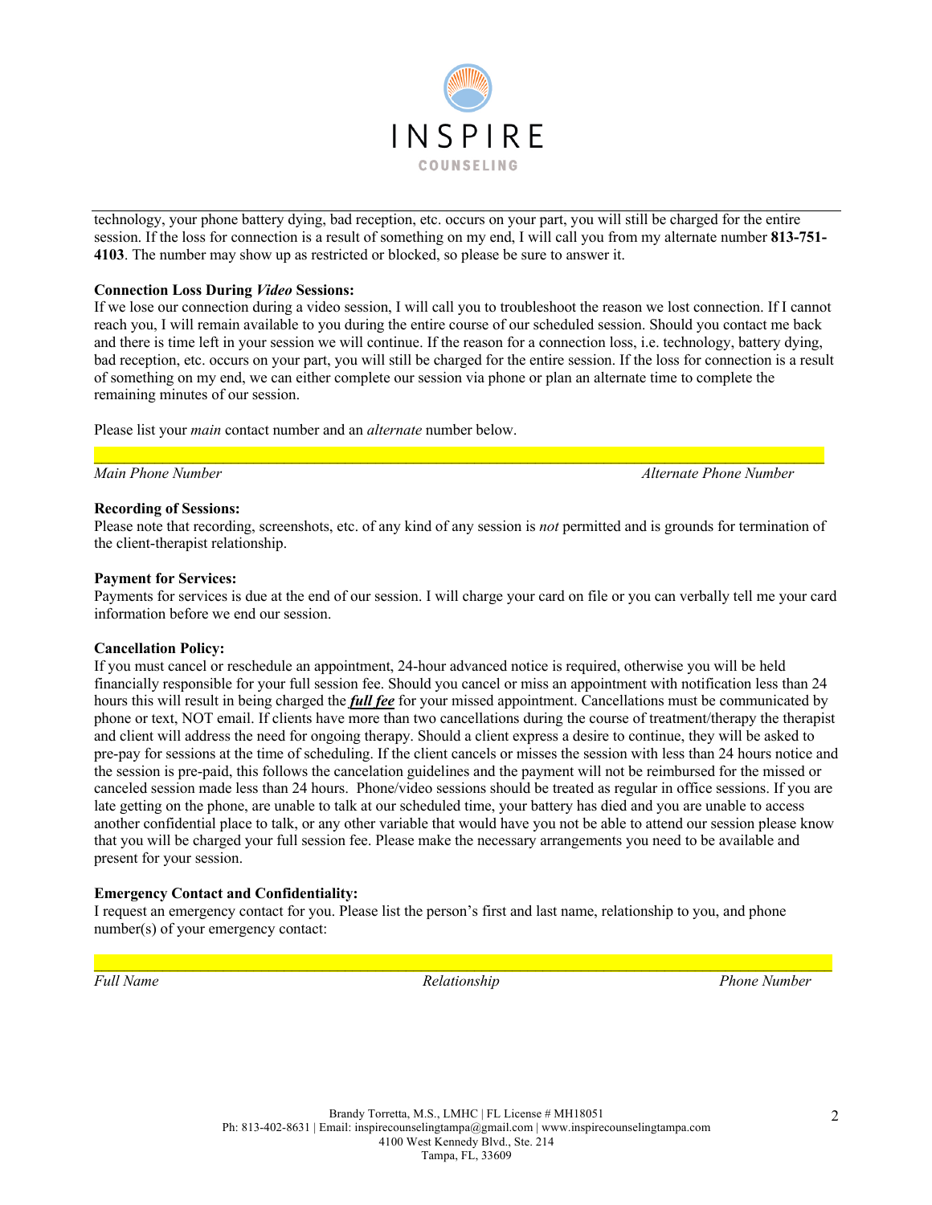technology, your phone battery dying, bad reception, etc. occurs on your part, you will still be charged for the entire session. If the loss for connection is a result of something on my end, I will call you from my alternate number **813-751-4103**. The number may show up as restricted or blocked, so please be sure to answer it.

**Connection Loss During *Video* Sessions:**
If we lose our connection during a video session, I will call you to troubleshoot the reason we lost connection. If I cannot reach you, I will remain available to you during the entire course of our scheduled session. Should you contact me back and there is time left in your session we will continue. If the reason for a connection loss, i.e. technology, battery dying, bad reception, etc. occurs on your part, you will still be charged for the entire session. If the loss for connection is a result of something on my end, we can either complete our session via phone or plan an alternate time to complete the remaining minutes of our session.

Please list your *main* contact number and an *alternate* number below.

\_\_\_\_\_\_\_\_\_\_\_\_\_\_\_\_\_\_\_\_\_\_\_\_\_\_\_\_\_\_\_\_\_\_\_\_\_\_\_\_\_\_\_\_\_\_\_\_\_\_\_\_\_\_\_\_\_\_\_\_\_\_\_\_\_\_\_\_\_\_\_\_\_\_\_\_

*Main Phone Number* *Alternate Phone Number*

**Recording of Sessions:**
Please note that recording, screenshots, etc. of any kind of any session is *not* permitted and is grounds for termination of the client-therapist relationship.

**Payment for Services:**
Payments for services is due at the end of our session. I will charge your card on file or you can verbally tell me your card information before we end our session.

**Cancellation Policy:**
If you must cancel or reschedule an appointment, 24-hour advanced notice is required, otherwise you will be held financially responsible for your full session fee. Should you cancel or miss an appointment with notification less than 24 hours this will result in being charged the ***full fee*** for your missed appointment. Cancellations must be communicated by phone or text, NOT email. If clients have more than two cancellations during the course of treatment/therapy the therapist and client will address the need for ongoing therapy. Should a client express a desire to continue, they will be asked to pre-pay for sessions at the time of scheduling. If the client cancels or misses the session with less than 24 hours notice and the session is pre-paid, this follows the cancelation guidelines and the payment will not be reimbursed for the missed or canceled session made less than 24 hours. Phone/video sessions should be treated as regular in office sessions. If you are late getting on the phone, are unable to talk at our scheduled time, your battery has died and you are unable to access another confidential place to talk, or any other variable that would have you not be able to attend our session please know that you will be charged your full session fee. Please make the necessary arrangements you need to be available and present for your session.

**Emergency Contact and Confidentiality:**
I request an emergency contact for you. Please list the person's first and last name, relationship to you, and phone number(s) of your emergency contact:

\_\_\_\_\_\_\_\_\_\_\_\_\_\_\_\_\_\_\_\_\_\_\_\_\_\_\_\_\_\_\_\_\_\_\_\_\_\_\_\_\_\_\_\_\_\_\_\_\_\_\_\_\_\_\_\_\_\_\_\_\_\_\_\_\_\_\_\_\_\_\_\_\_\_\_\_

*Full Name* *Relationship* *Phone Number*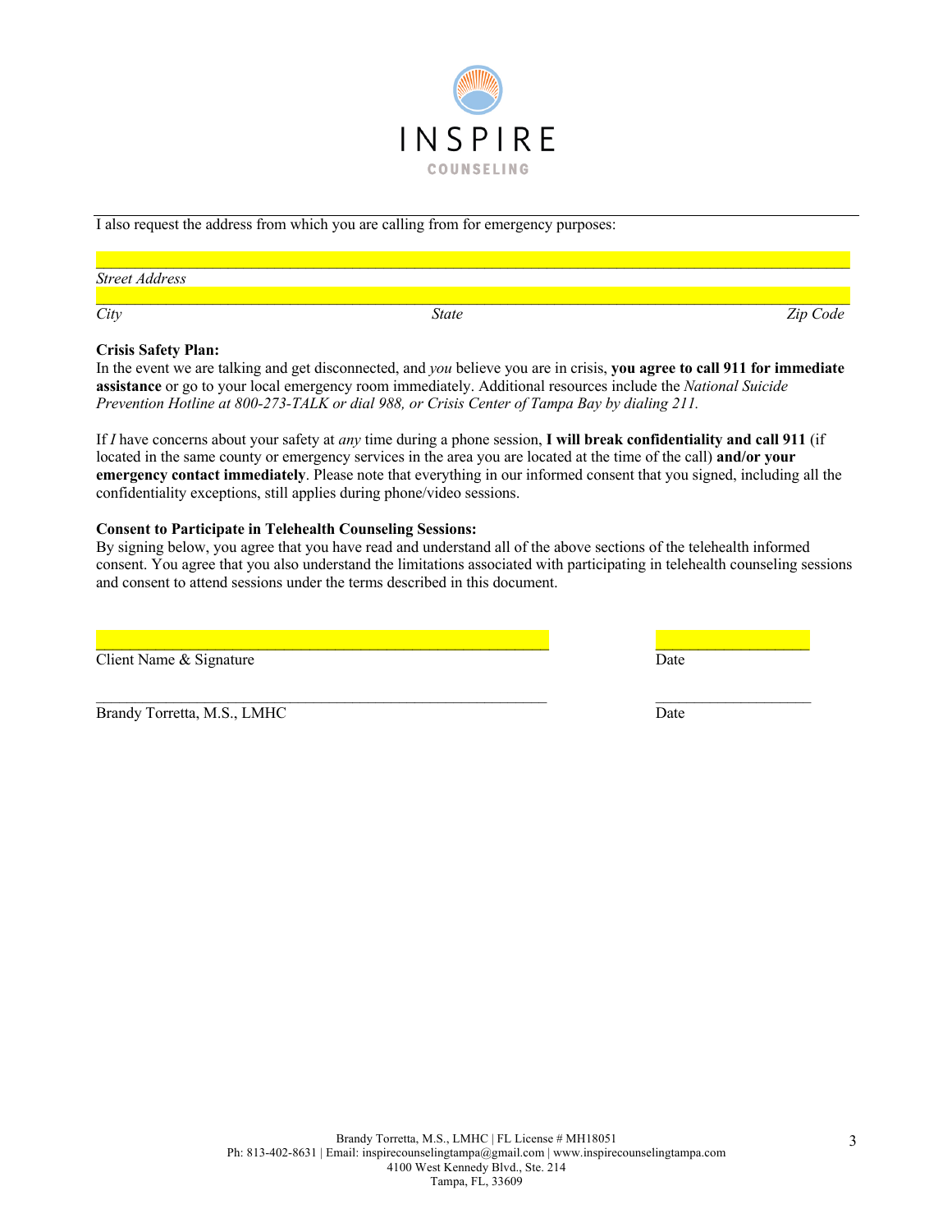I also request the address from which you are calling from for emergency purposes:

\_\_\_\_\_\_\_\_\_\_\_\_\_\_\_\_\_\_\_\_\_\_\_\_\_\_\_\_\_\_\_\_\_\_\_\_\_\_\_\_\_\_\_\_\_\_\_\_\_\_\_\_\_\_\_\_\_\_\_\_\_\_\_\_\_\_\_\_\_\_\_\_\_\_\_\_\_\_\_\_\_\_\_\_\_\_\_\_\_\_\_\_

*Street Address*

\_\_\_\_\_\_\_\_\_\_\_\_\_\_\_\_\_\_\_\_\_\_\_\_\_\_\_\_\_\_\_\_\_\_\_\_\_\_\_\_\_\_\_\_\_\_\_\_\_\_\_\_\_\_\_\_\_\_\_\_\_\_\_\_\_\_\_\_\_\_\_\_\_\_\_\_\_\_\_\_\_\_\_\_\_\_\_\_\_\_\_\_

*City* *State* *Zip Code*

**Crisis Safety Plan:**
In the event we are talking and get disconnected, and *you* believe you are in crisis, **you agree to call 911 for immediate assistance** or go to your local emergency room immediately. Additional resources include the *National Suicide Prevention Hotline at 800-273-TALK or dial 988, or Crisis Center of Tampa Bay by dialing 211.*

If *I* have concerns about your safety at *any* time during a phone session, **I will break confidentiality and call 911** (if located in the same county or emergency services in the area you are located at the time of the call) **and/or your emergency contact immediately**. Please note that everything in our informed consent that you signed, including all the confidentiality exceptions, still applies during phone/video sessions.

**Consent to Participate in Telehealth Counseling Sessions:**
By signing below, you agree that you have read and understand all of the above sections of the telehealth informed consent. You agree that you also understand the limitations associated with participating in telehealth counseling sessions and consent to attend sessions under the terms described in this document.

\_\_\_\_\_\_\_\_\_\_\_\_\_\_\_\_\_\_\_\_\_\_\_\_\_\_\_\_\_\_\_\_\_\_\_\_\_\_\_\_\_\_\_\_\_\_\_\_\_\_\_\_\_\_ \_\_\_\_\_\_\_\_\_\_\_\_\_\_\_\_\_\_\_\_

Client Name & Signature Date

\_\_\_\_\_\_\_\_\_\_\_\_\_\_\_\_\_\_\_\_\_\_\_\_\_\_\_\_\_\_\_\_\_\_\_\_\_\_\_\_\_\_\_\_\_\_\_\_\_\_\_\_\_\_ \_\_\_\_\_\_\_\_\_\_\_\_\_\_\_\_\_\_\_\_

Brandy Torretta, M.S., LMHC Date